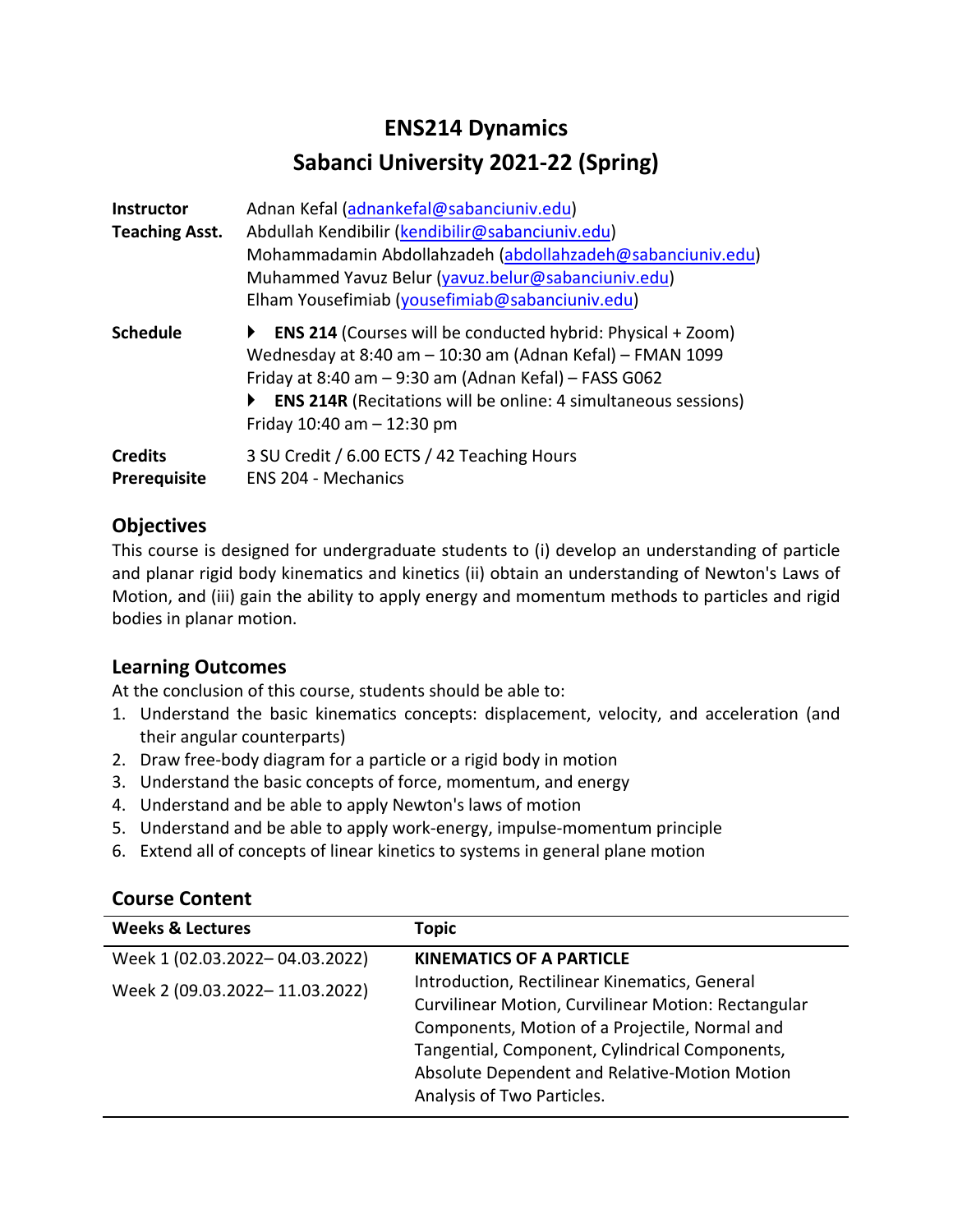# ENS214 Dynamics

## Sabanci University 2021-22 (Spring)

| | |
|---|---|
| **Instructor** | Adnan Kefal (adnankefal@sabanciuniv.edu) |
| **Teaching Asst.** | Abdullah Kendibilir (kendibilir@sabanciuniv.edu)<br>Mohammadamin Abdollahzadeh (abdollahzadeh@sabanciuniv.edu)<br>Muhammed Yavuz Belur (yavuz.belur@sabanciuniv.edu)<br>Elham Yousefimiab (yousefimiab@sabanciuniv.edu) |
| **Schedule** | ▸ **ENS 214** (Courses will be conducted hybrid: Physical + Zoom)<br>Wednesday at 8:40 am – 10:30 am (Adnan Kefal) – FMAN 1099<br>Friday at 8:40 am – 9:30 am (Adnan Kefal) – FASS G062<br>▸ **ENS 214R** (Recitations will be online: 4 simultaneous sessions)<br>Friday 10:40 am – 12:30 pm |
| **Credits** | 3 SU Credit / 6.00 ECTS / 42 Teaching Hours |
| **Prerequisite** | ENS 204 - Mechanics |

### Objectives

This course is designed for undergraduate students to (i) develop an understanding of particle and planar rigid body kinematics and kinetics (ii) obtain an understanding of Newton's Laws of Motion, and (iii) gain the ability to apply energy and momentum methods to particles and rigid bodies in planar motion.

### Learning Outcomes

At the conclusion of this course, students should be able to:

1. Understand the basic kinematics concepts: displacement, velocity, and acceleration (and their angular counterparts)
2. Draw free-body diagram for a particle or a rigid body in motion
3. Understand the basic concepts of force, momentum, and energy
4. Understand and be able to apply Newton's laws of motion
5. Understand and be able to apply work-energy, impulse-momentum principle
6. Extend all of concepts of linear kinetics to systems in general plane motion

### Course Content

| Weeks & Lectures | Topic |
|---|---|
| Week 1 (02.03.2022– 04.03.2022)<br>Week 2 (09.03.2022– 11.03.2022) | **KINEMATICS OF A PARTICLE**<br>Introduction, Rectilinear Kinematics, General Curvilinear Motion, Curvilinear Motion: Rectangular Components, Motion of a Projectile, Normal and Tangential, Component, Cylindrical Components, Absolute Dependent and Relative-Motion Motion Analysis of Two Particles. |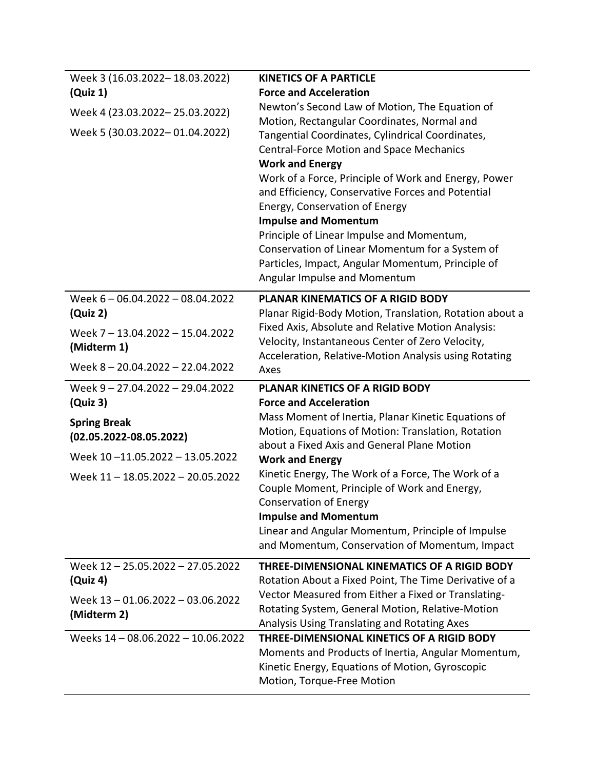| | |
|---|---|
| Week 3 (16.03.2022– 18.03.2022) **(Quiz 1)**<br>Week 4 (23.03.2022– 25.03.2022)<br>Week 5 (30.03.2022– 01.04.2022) | **KINETICS OF A PARTICLE**<br>**Force and Acceleration**<br>Newton's Second Law of Motion, The Equation of Motion, Rectangular Coordinates, Normal and Tangential Coordinates, Cylindrical Coordinates, Central-Force Motion and Space Mechanics<br>**Work and Energy**<br>Work of a Force, Principle of Work and Energy, Power and Efficiency, Conservative Forces and Potential Energy, Conservation of Energy<br>**Impulse and Momentum**<br>Principle of Linear Impulse and Momentum, Conservation of Linear Momentum for a System of Particles, Impact, Angular Momentum, Principle of Angular Impulse and Momentum |
| Week 6 – 06.04.2022 – 08.04.2022 **(Quiz 2)**<br>Week 7 – 13.04.2022 – 15.04.2022 **(Midterm 1)**<br>Week 8 – 20.04.2022 – 22.04.2022 | **PLANAR KINEMATICS OF A RIGID BODY**<br>Planar Rigid-Body Motion, Translation, Rotation about a Fixed Axis, Absolute and Relative Motion Analysis: Velocity, Instantaneous Center of Zero Velocity, Acceleration, Relative-Motion Analysis using Rotating Axes |
| Week 9 – 27.04.2022 – 29.04.2022 **(Quiz 3)**<br>**Spring Break (02.05.2022-08.05.2022)**<br>Week 10 –11.05.2022 – 13.05.2022<br>Week 11 – 18.05.2022 – 20.05.2022 | **PLANAR KINETICS OF A RIGID BODY**<br>**Force and Acceleration**<br>Mass Moment of Inertia, Planar Kinetic Equations of Motion, Equations of Motion: Translation, Rotation about a Fixed Axis and General Plane Motion<br>**Work and Energy**<br>Kinetic Energy, The Work of a Force, The Work of a Couple Moment, Principle of Work and Energy, Conservation of Energy<br>**Impulse and Momentum**<br>Linear and Angular Momentum, Principle of Impulse and Momentum, Conservation of Momentum, Impact |
| Week 12 – 25.05.2022 – 27.05.2022 **(Quiz 4)**<br>Week 13 – 01.06.2022 – 03.06.2022 **(Midterm 2)** | **THREE-DIMENSIONAL KINEMATICS OF A RIGID BODY**<br>Rotation About a Fixed Point, The Time Derivative of a Vector Measured from Either a Fixed or Translating-Rotating System, General Motion, Relative-Motion Analysis Using Translating and Rotating Axes |
| Weeks 14 – 08.06.2022 – 10.06.2022 | **THREE-DIMENSIONAL KINETICS OF A RIGID BODY**<br>Moments and Products of Inertia, Angular Momentum, Kinetic Energy, Equations of Motion, Gyroscopic Motion, Torque-Free Motion |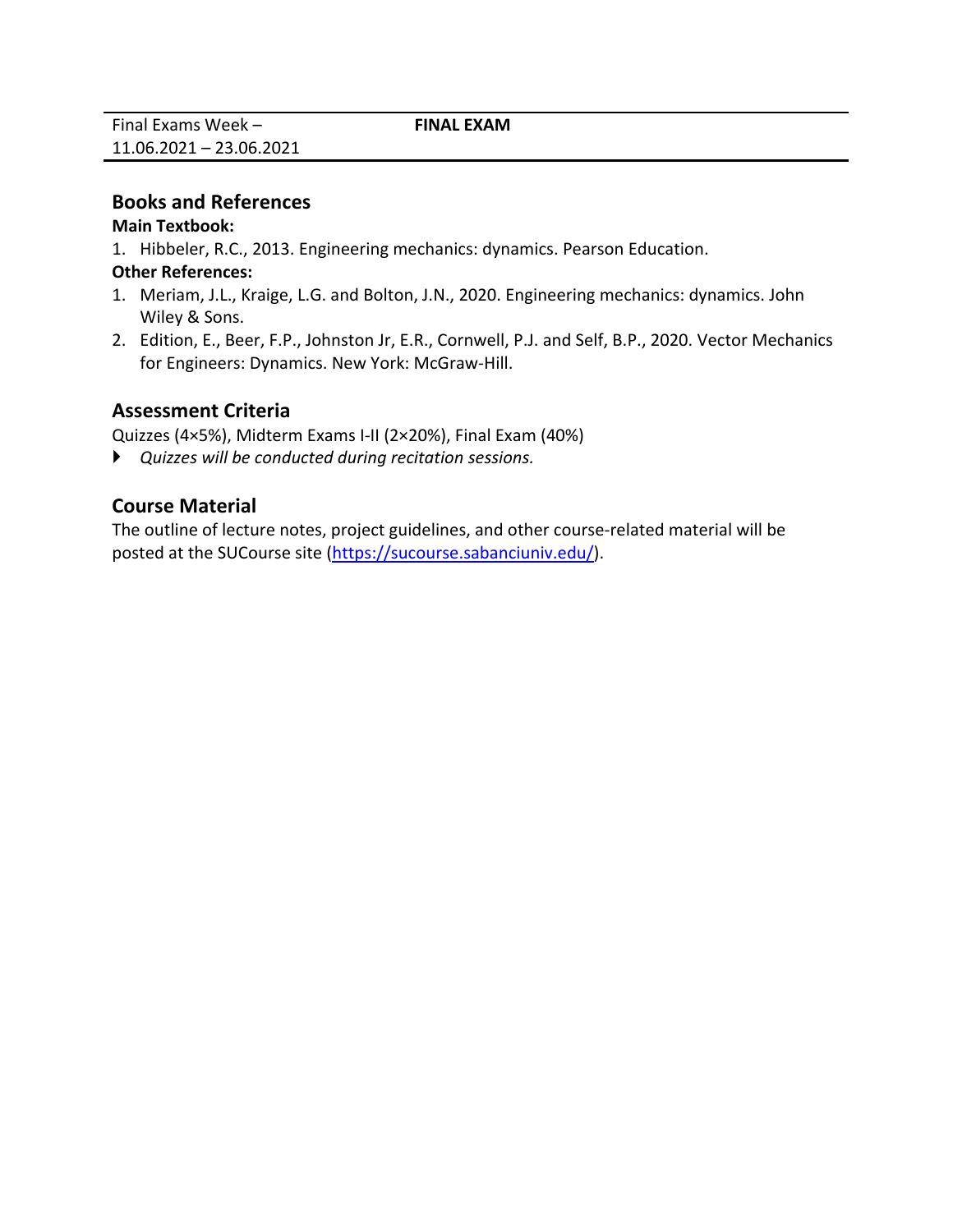| | |
|---|---|
| Final Exams Week – 11.06.2021 – 23.06.2021 | **FINAL EXAM** |

## Books and References

**Main Textbook:**

1. Hibbeler, R.C., 2013. Engineering mechanics: dynamics. Pearson Education.

**Other References:**

1. Meriam, J.L., Kraige, L.G. and Bolton, J.N., 2020. Engineering mechanics: dynamics. John Wiley & Sons.
2. Edition, E., Beer, F.P., Johnston Jr, E.R., Cornwell, P.J. and Self, B.P., 2020. Vector Mechanics for Engineers: Dynamics. New York: McGraw-Hill.

## Assessment Criteria

Quizzes (4×5%), Midterm Exams I-II (2×20%), Final Exam (40%)

- *Quizzes will be conducted during recitation sessions.*

## Course Material

The outline of lecture notes, project guidelines, and other course-related material will be posted at the SUCourse site ([https://sucourse.sabanciuniv.edu/](https://sucourse.sabanciuniv.edu/)).